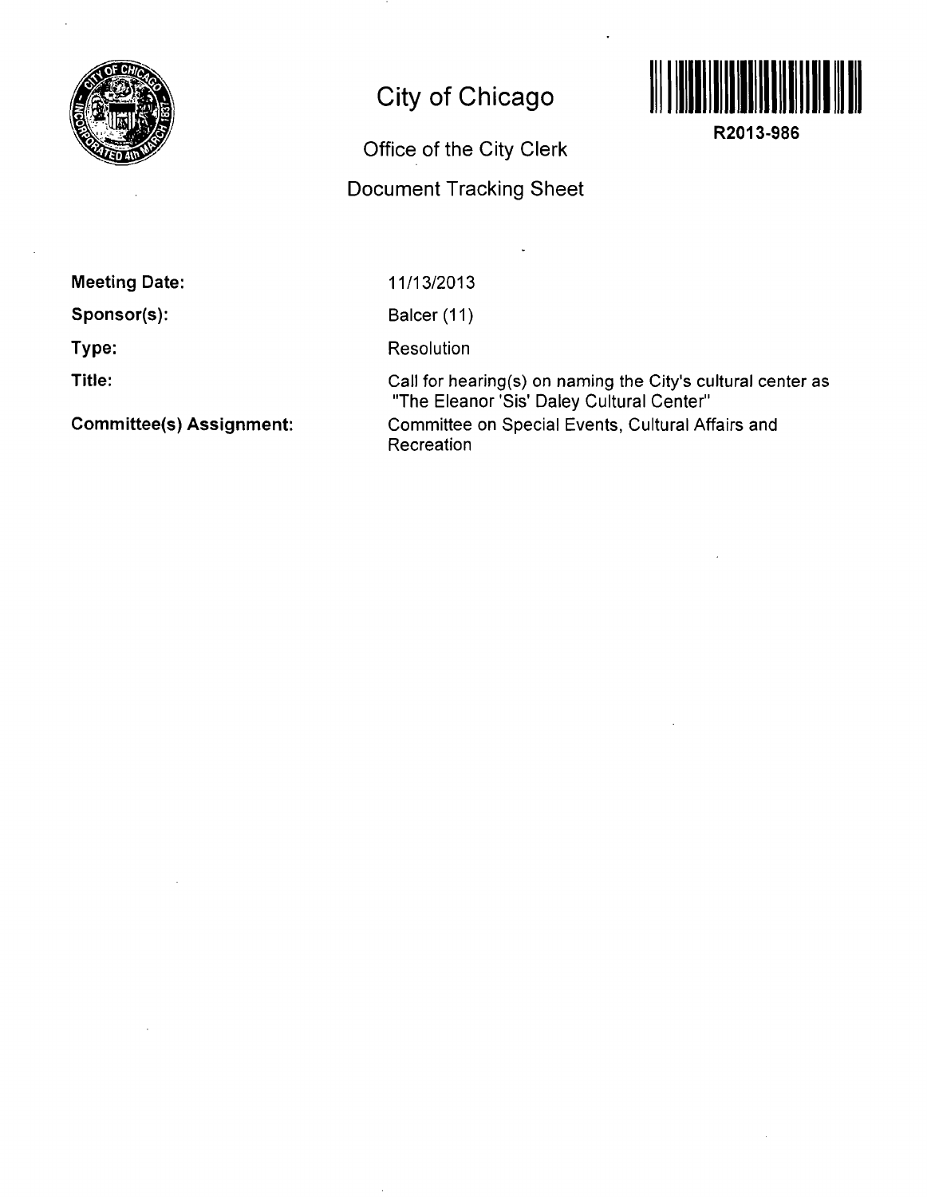# City of Chicago

## Office of the City Clerk

## Document Tracking Sheet

**R2013-986**

**Meeting Date:** 11/13/2013

**Sponsor(s):** Balcer (11)

**Type:** Resolution

**Title:** Call for hearing(s) on naming the City's cultural center as "The Eleanor 'Sis' Daley Cultural Center"

**Committee(s) Assignment:** Committee on Special Events, Cultural Affairs and Recreation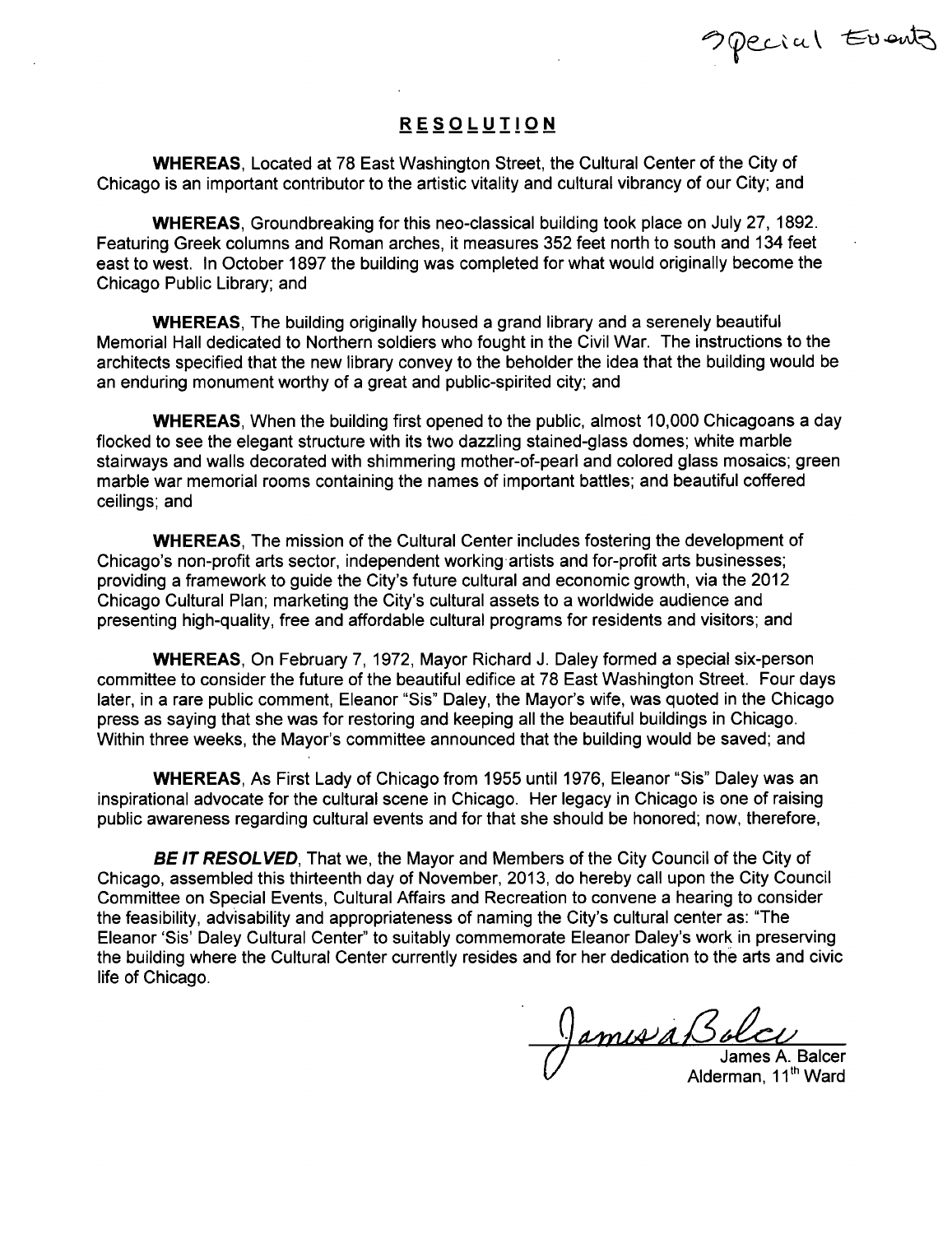Special Events

# RESOLUTION

**WHEREAS**, Located at 78 East Washington Street, the Cultural Center of the City of Chicago is an important contributor to the artistic vitality and cultural vibrancy of our City; and

**WHEREAS**, Groundbreaking for this neo-classical building took place on July 27, 1892. Featuring Greek columns and Roman arches, it measures 352 feet north to south and 134 feet east to west. In October 1897 the building was completed for what would originally become the Chicago Public Library; and

**WHEREAS**, The building originally housed a grand library and a serenely beautiful Memorial Hall dedicated to Northern soldiers who fought in the Civil War. The instructions to the architects specified that the new library convey to the beholder the idea that the building would be an enduring monument worthy of a great and public-spirited city; and

**WHEREAS**, When the building first opened to the public, almost 10,000 Chicagoans a day flocked to see the elegant structure with its two dazzling stained-glass domes; white marble stairways and walls decorated with shimmering mother-of-pearl and colored glass mosaics; green marble war memorial rooms containing the names of important battles; and beautiful coffered ceilings; and

**WHEREAS**, The mission of the Cultural Center includes fostering the development of Chicago's non-profit arts sector, independent working artists and for-profit arts businesses; providing a framework to guide the City's future cultural and economic growth, via the 2012 Chicago Cultural Plan; marketing the City's cultural assets to a worldwide audience and presenting high-quality, free and affordable cultural programs for residents and visitors; and

**WHEREAS**, On February 7, 1972, Mayor Richard J. Daley formed a special six-person committee to consider the future of the beautiful edifice at 78 East Washington Street. Four days later, in a rare public comment, Eleanor "Sis" Daley, the Mayor's wife, was quoted in the Chicago press as saying that she was for restoring and keeping all the beautiful buildings in Chicago. Within three weeks, the Mayor's committee announced that the building would be saved; and

**WHEREAS**, As First Lady of Chicago from 1955 until 1976, Eleanor "Sis" Daley was an inspirational advocate for the cultural scene in Chicago. Her legacy in Chicago is one of raising public awareness regarding cultural events and for that she should be honored; now, therefore,

***BE IT RESOLVED***, That we, the Mayor and Members of the City Council of the City of Chicago, assembled this thirteenth day of November, 2013, do hereby call upon the City Council Committee on Special Events, Cultural Affairs and Recreation to convene a hearing to consider the feasibility, advisability and appropriateness of naming the City's cultural center as: "The Eleanor 'Sis' Daley Cultural Center" to suitably commemorate Eleanor Daley's work in preserving the building where the Cultural Center currently resides and for her dedication to the arts and civic life of Chicago.

James A. Balcer

James A. Balcer
Alderman, 11th Ward